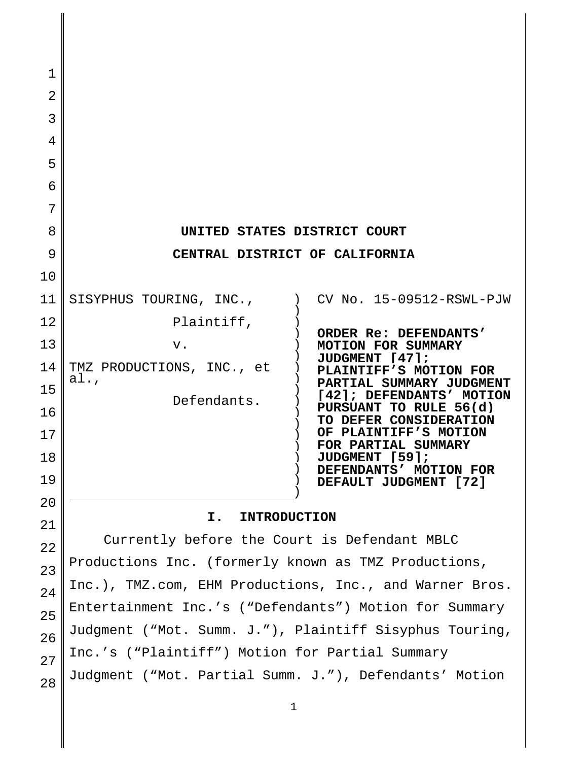**UNITED STATES DISTRICT COURT**

**CENTRAL DISTRICT OF CALIFORNIA**

| | |
|---|---|
| SISYPHUS TOURING, INC., Plaintiff, v. TMZ PRODUCTIONS, INC., et al., Defendants. | CV No. 15-09512-RSWL-PJW **ORDER Re: DEFENDANTS' MOTION FOR SUMMARY JUDGMENT [47]; PLAINTIFF'S MOTION FOR PARTIAL SUMMARY JUDGMENT [42]; DEFENDANTS' MOTION PURSUANT TO RULE 56(d) TO DEFER CONSIDERATION OF PLAINTIFF'S MOTION FOR PARTIAL SUMMARY JUDGMENT [59]; DEFENDANTS' MOTION FOR DEFAULT JUDGMENT [72]** |

## I. INTRODUCTION

Currently before the Court is Defendant MBLC Productions Inc. (formerly known as TMZ Productions, Inc.), TMZ.com, EHM Productions, Inc., and Warner Bros. Entertainment Inc.'s ("Defendants") Motion for Summary Judgment ("Mot. Summ. J."), Plaintiff Sisyphus Touring, Inc.'s ("Plaintiff") Motion for Partial Summary Judgment ("Mot. Partial Summ. J."), Defendants' Motion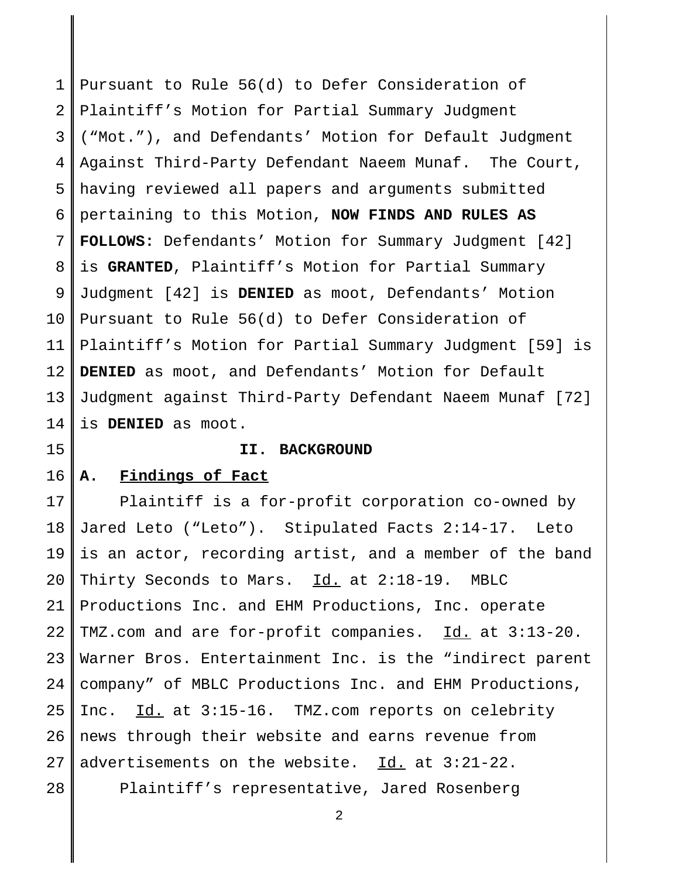Pursuant to Rule 56(d) to Defer Consideration of Plaintiff's Motion for Partial Summary Judgment ("Mot."), and Defendants' Motion for Default Judgment Against Third-Party Defendant Naeem Munaf. The Court, having reviewed all papers and arguments submitted pertaining to this Motion, **NOW FINDS AND RULES AS FOLLOWS:** Defendants' Motion for Summary Judgment [42] is **GRANTED**, Plaintiff's Motion for Partial Summary Judgment [42] is **DENIED** as moot, Defendants' Motion Pursuant to Rule 56(d) to Defer Consideration of Plaintiff's Motion for Partial Summary Judgment [59] is **DENIED** as moot, and Defendants' Motion for Default Judgment against Third-Party Defendant Naeem Munaf [72] is **DENIED** as moot.

## II. BACKGROUND

### A. Findings of Fact

Plaintiff is a for-profit corporation co-owned by Jared Leto ("Leto"). Stipulated Facts 2:14-17. Leto is an actor, recording artist, and a member of the band Thirty Seconds to Mars. Id. at 2:18-19. MBLC Productions Inc. and EHM Productions, Inc. operate TMZ.com and are for-profit companies. Id. at 3:13-20. Warner Bros. Entertainment Inc. is the "indirect parent company" of MBLC Productions Inc. and EHM Productions, Inc. Id. at 3:15-16. TMZ.com reports on celebrity news through their website and earns revenue from advertisements on the website. Id. at 3:21-22.

Plaintiff's representative, Jared Rosenberg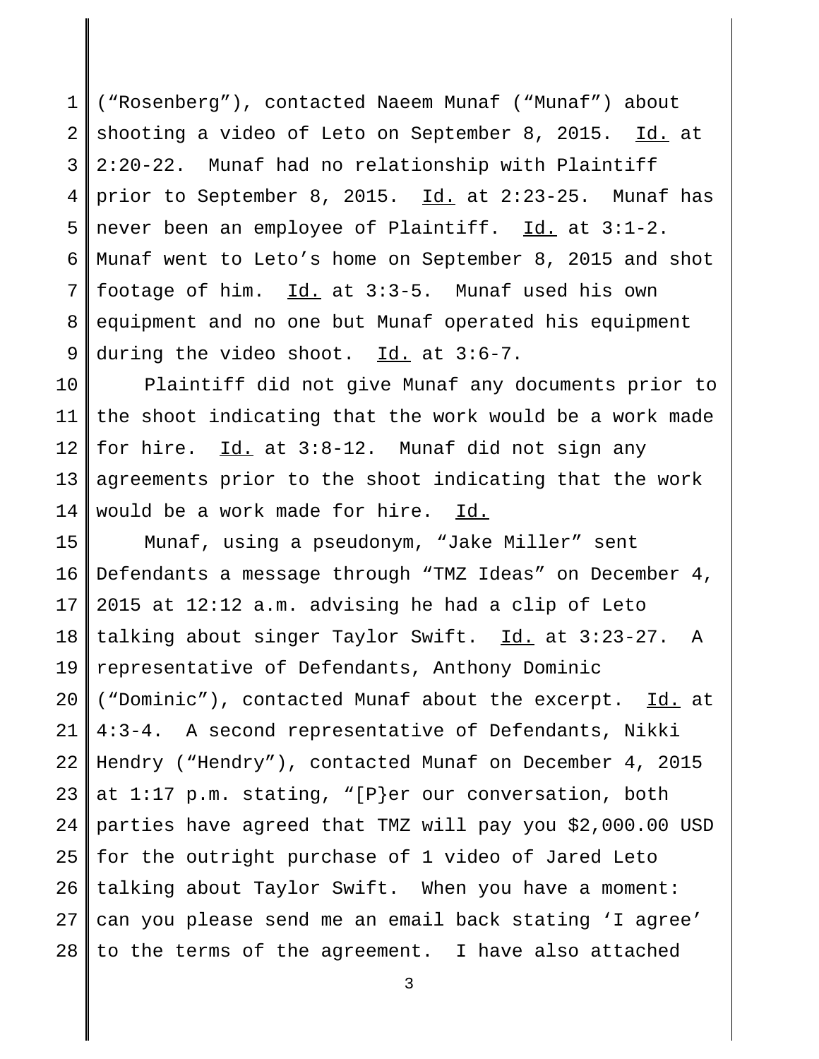(“Rosenberg”), contacted Naeem Munaf (“Munaf”) about shooting a video of Leto on September 8, 2015. Id. at 2:20-22. Munaf had no relationship with Plaintiff prior to September 8, 2015. Id. at 2:23-25. Munaf has never been an employee of Plaintiff. Id. at 3:1-2. Munaf went to Leto’s home on September 8, 2015 and shot footage of him. Id. at 3:3-5. Munaf used his own equipment and no one but Munaf operated his equipment during the video shoot. Id. at 3:6-7.

Plaintiff did not give Munaf any documents prior to the shoot indicating that the work would be a work made for hire. Id. at 3:8-12. Munaf did not sign any agreements prior to the shoot indicating that the work would be a work made for hire. Id.

Munaf, using a pseudonym, “Jake Miller” sent Defendants a message through “TMZ Ideas” on December 4, 2015 at 12:12 a.m. advising he had a clip of Leto talking about singer Taylor Swift. Id. at 3:23-27. A representative of Defendants, Anthony Dominic (“Dominic”), contacted Munaf about the excerpt. Id. at 4:3-4. A second representative of Defendants, Nikki Hendry (“Hendry”), contacted Munaf on December 4, 2015 at 1:17 p.m. stating, “[P}er our conversation, both parties have agreed that TMZ will pay you $2,000.00 USD for the outright purchase of 1 video of Jared Leto talking about Taylor Swift. When you have a moment: can you please send me an email back stating ‘I agree’ to the terms of the agreement. I have also attached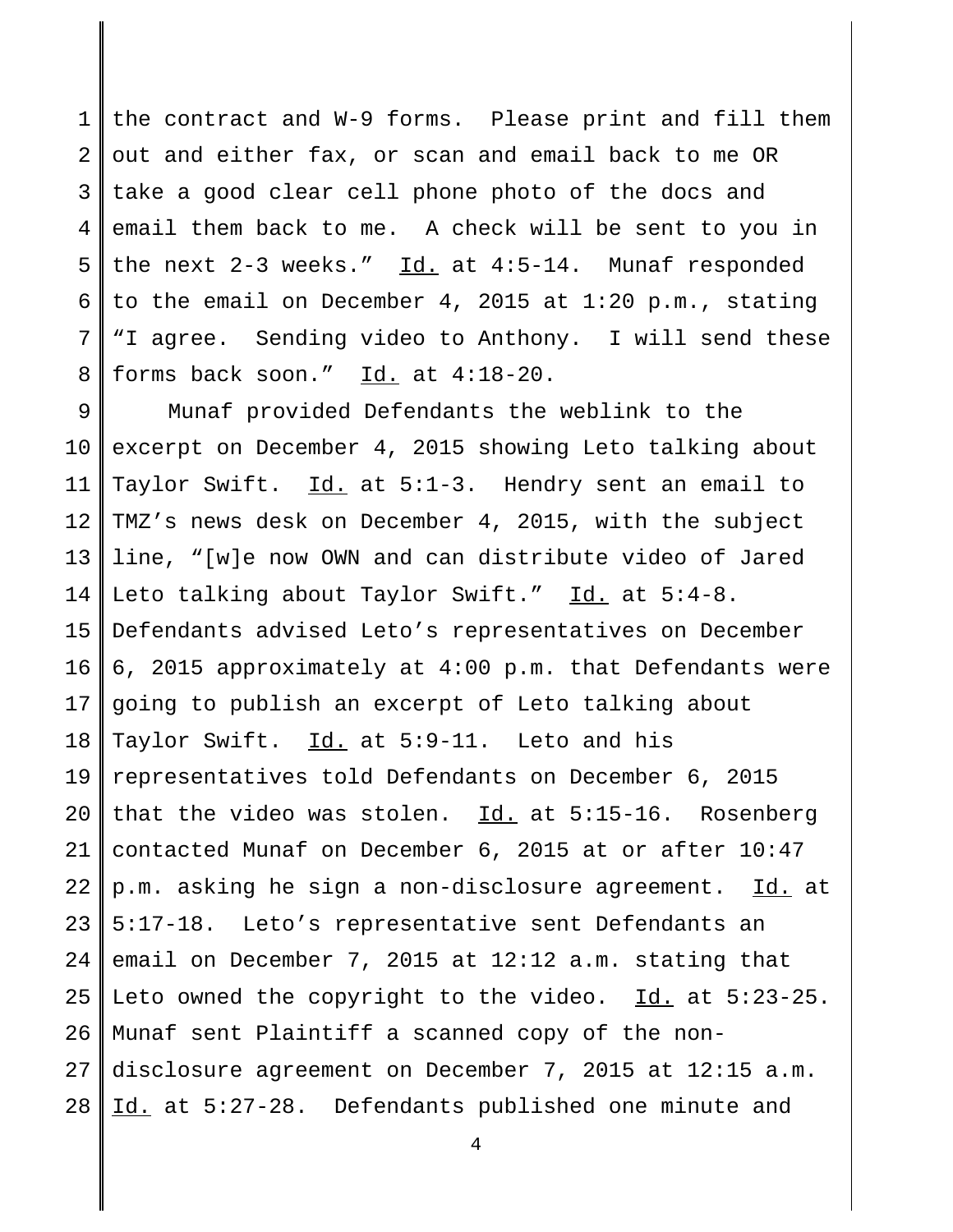the contract and W-9 forms. Please print and fill them out and either fax, or scan and email back to me OR take a good clear cell phone photo of the docs and email them back to me. A check will be sent to you in the next 2-3 weeks." Id. at 4:5-14. Munaf responded to the email on December 4, 2015 at 1:20 p.m., stating "I agree. Sending video to Anthony. I will send these forms back soon." Id. at 4:18-20.

Munaf provided Defendants the weblink to the excerpt on December 4, 2015 showing Leto talking about Taylor Swift. Id. at 5:1-3. Hendry sent an email to TMZ's news desk on December 4, 2015, with the subject line, "[w]e now OWN and can distribute video of Jared Leto talking about Taylor Swift." Id. at 5:4-8. Defendants advised Leto's representatives on December 6, 2015 approximately at 4:00 p.m. that Defendants were going to publish an excerpt of Leto talking about Taylor Swift. Id. at 5:9-11. Leto and his representatives told Defendants on December 6, 2015 that the video was stolen. Id. at 5:15-16. Rosenberg contacted Munaf on December 6, 2015 at or after 10:47 p.m. asking he sign a non-disclosure agreement. Id. at 5:17-18. Leto's representative sent Defendants an email on December 7, 2015 at 12:12 a.m. stating that Leto owned the copyright to the video. Id. at 5:23-25. Munaf sent Plaintiff a scanned copy of the non-disclosure agreement on December 7, 2015 at 12:15 a.m. Id. at 5:27-28. Defendants published one minute and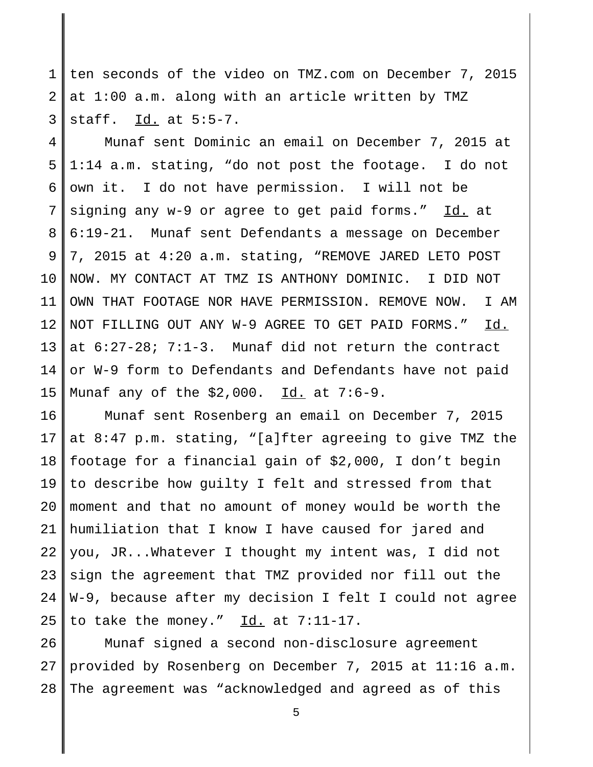ten seconds of the video on TMZ.com on December 7, 2015 at 1:00 a.m. along with an article written by TMZ staff. Id. at 5:5-7.

Munaf sent Dominic an email on December 7, 2015 at 1:14 a.m. stating, "do not post the footage. I do not own it. I do not have permission. I will not be signing any w-9 or agree to get paid forms." Id. at 6:19-21. Munaf sent Defendants a message on December 7, 2015 at 4:20 a.m. stating, "REMOVE JARED LETO POST NOW. MY CONTACT AT TMZ IS ANTHONY DOMINIC. I DID NOT OWN THAT FOOTAGE NOR HAVE PERMISSION. REMOVE NOW. I AM NOT FILLING OUT ANY W-9 AGREE TO GET PAID FORMS." Id. at 6:27-28; 7:1-3. Munaf did not return the contract or W-9 form to Defendants and Defendants have not paid Munaf any of the $2,000. Id. at 7:6-9.

Munaf sent Rosenberg an email on December 7, 2015 at 8:47 p.m. stating, "[a]fter agreeing to give TMZ the footage for a financial gain of $2,000, I don't begin to describe how guilty I felt and stressed from that moment and that no amount of money would be worth the humiliation that I know I have caused for jared and you, JR...Whatever I thought my intent was, I did not sign the agreement that TMZ provided nor fill out the W-9, because after my decision I felt I could not agree to take the money." Id. at 7:11-17.

Munaf signed a second non-disclosure agreement provided by Rosenberg on December 7, 2015 at 11:16 a.m. The agreement was "acknowledged and agreed as of this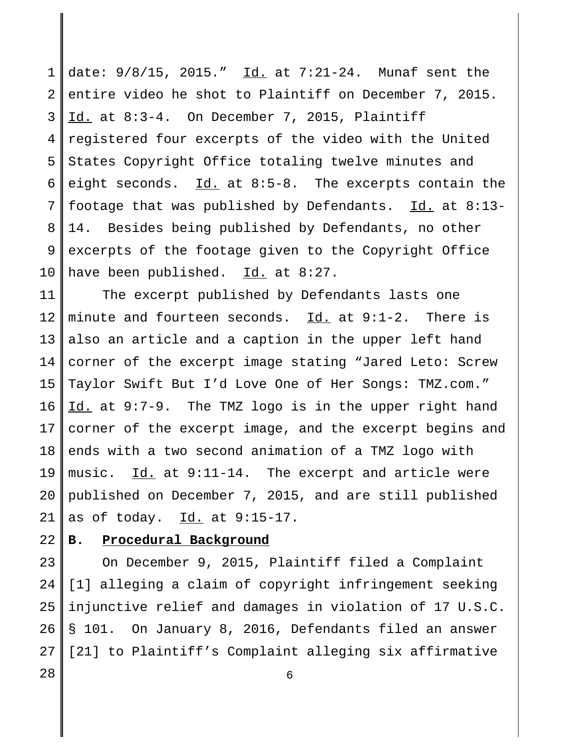date: 9/8/15, 2015." Id. at 7:21-24. Munaf sent the entire video he shot to Plaintiff on December 7, 2015. Id. at 8:3-4. On December 7, 2015, Plaintiff registered four excerpts of the video with the United States Copyright Office totaling twelve minutes and eight seconds. Id. at 8:5-8. The excerpts contain the footage that was published by Defendants. Id. at 8:13-14. Besides being published by Defendants, no other excerpts of the footage given to the Copyright Office have been published. Id. at 8:27.

The excerpt published by Defendants lasts one minute and fourteen seconds. Id. at 9:1-2. There is also an article and a caption in the upper left hand corner of the excerpt image stating "Jared Leto: Screw Taylor Swift But I'd Love One of Her Songs: TMZ.com." Id. at 9:7-9. The TMZ logo is in the upper right hand corner of the excerpt image, and the excerpt begins and ends with a two second animation of a TMZ logo with music. Id. at 9:11-14. The excerpt and article were published on December 7, 2015, and are still published as of today. Id. at 9:15-17.

**B. Procedural Background**

On December 9, 2015, Plaintiff filed a Complaint [1] alleging a claim of copyright infringement seeking injunctive relief and damages in violation of 17 U.S.C. § 101. On January 8, 2016, Defendants filed an answer [21] to Plaintiff's Complaint alleging six affirmative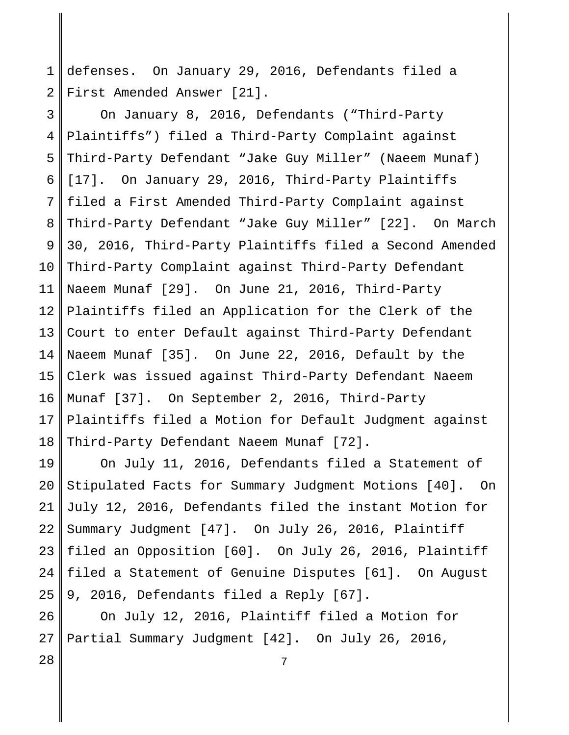defenses. On January 29, 2016, Defendants filed a First Amended Answer [21].

On January 8, 2016, Defendants ("Third-Party Plaintiffs") filed a Third-Party Complaint against Third-Party Defendant "Jake Guy Miller" (Naeem Munaf) [17]. On January 29, 2016, Third-Party Plaintiffs filed a First Amended Third-Party Complaint against Third-Party Defendant "Jake Guy Miller" [22]. On March 30, 2016, Third-Party Plaintiffs filed a Second Amended Third-Party Complaint against Third-Party Defendant Naeem Munaf [29]. On June 21, 2016, Third-Party Plaintiffs filed an Application for the Clerk of the Court to enter Default against Third-Party Defendant Naeem Munaf [35]. On June 22, 2016, Default by the Clerk was issued against Third-Party Defendant Naeem Munaf [37]. On September 2, 2016, Third-Party Plaintiffs filed a Motion for Default Judgment against Third-Party Defendant Naeem Munaf [72].

On July 11, 2016, Defendants filed a Statement of Stipulated Facts for Summary Judgment Motions [40]. On July 12, 2016, Defendants filed the instant Motion for Summary Judgment [47]. On July 26, 2016, Plaintiff filed an Opposition [60]. On July 26, 2016, Plaintiff filed a Statement of Genuine Disputes [61]. On August 9, 2016, Defendants filed a Reply [67].

On July 12, 2016, Plaintiff filed a Motion for Partial Summary Judgment [42]. On July 26, 2016,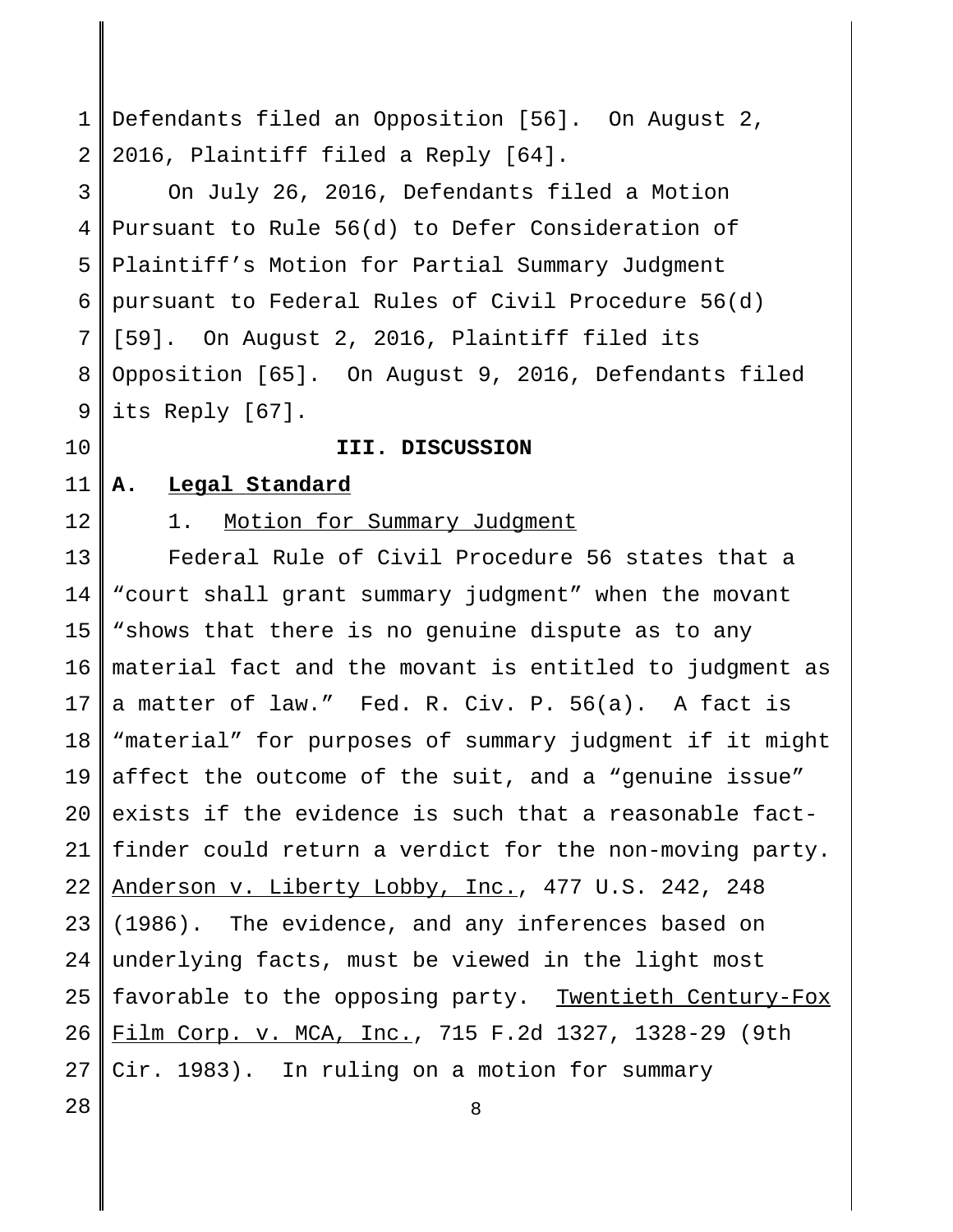Defendants filed an Opposition [56]. On August 2, 2016, Plaintiff filed a Reply [64].

On July 26, 2016, Defendants filed a Motion Pursuant to Rule 56(d) to Defer Consideration of Plaintiff's Motion for Partial Summary Judgment pursuant to Federal Rules of Civil Procedure 56(d) [59]. On August 2, 2016, Plaintiff filed its Opposition [65]. On August 9, 2016, Defendants filed its Reply [67].

## III. DISCUSSION

### A. Legal Standard

#### 1. Motion for Summary Judgment

Federal Rule of Civil Procedure 56 states that a "court shall grant summary judgment" when the movant "shows that there is no genuine dispute as to any material fact and the movant is entitled to judgment as a matter of law." Fed. R. Civ. P. 56(a). A fact is "material" for purposes of summary judgment if it might affect the outcome of the suit, and a "genuine issue" exists if the evidence is such that a reasonable fact-finder could return a verdict for the non-moving party. Anderson v. Liberty Lobby, Inc., 477 U.S. 242, 248 (1986). The evidence, and any inferences based on underlying facts, must be viewed in the light most favorable to the opposing party. Twentieth Century-Fox Film Corp. v. MCA, Inc., 715 F.2d 1327, 1328-29 (9th Cir. 1983). In ruling on a motion for summary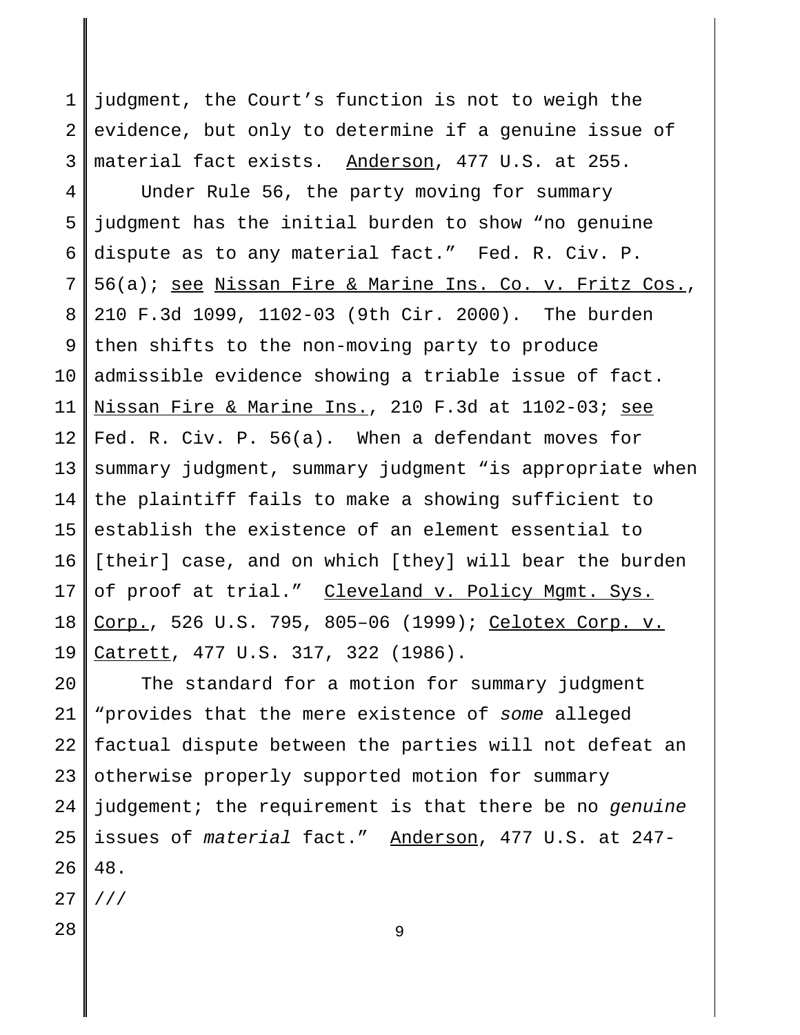judgment, the Court's function is not to weigh the evidence, but only to determine if a genuine issue of material fact exists. Anderson, 477 U.S. at 255.

Under Rule 56, the party moving for summary judgment has the initial burden to show "no genuine dispute as to any material fact." Fed. R. Civ. P. 56(a); see Nissan Fire & Marine Ins. Co. v. Fritz Cos., 210 F.3d 1099, 1102-03 (9th Cir. 2000). The burden then shifts to the non-moving party to produce admissible evidence showing a triable issue of fact. Nissan Fire & Marine Ins., 210 F.3d at 1102-03; see Fed. R. Civ. P. 56(a). When a defendant moves for summary judgment, summary judgment "is appropriate when the plaintiff fails to make a showing sufficient to establish the existence of an element essential to [their] case, and on which [they] will bear the burden of proof at trial." Cleveland v. Policy Mgmt. Sys. Corp., 526 U.S. 795, 805–06 (1999); Celotex Corp. v. Catrett, 477 U.S. 317, 322 (1986).

The standard for a motion for summary judgment "provides that the mere existence of *some* alleged factual dispute between the parties will not defeat an otherwise properly supported motion for summary judgement; the requirement is that there be no *genuine* issues of *material* fact." Anderson, 477 U.S. at 247-48.

///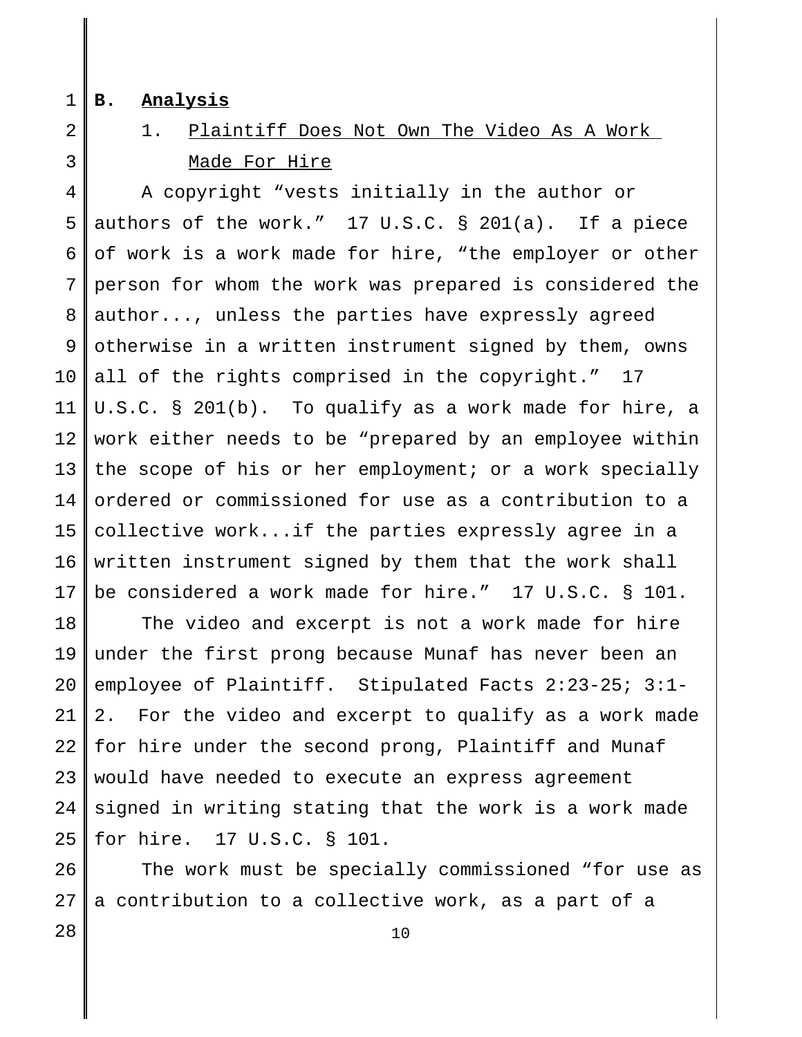**B. Analysis**

1. Plaintiff Does Not Own The Video As A Work Made For Hire

A copyright "vests initially in the author or authors of the work." 17 U.S.C. § 201(a). If a piece of work is a work made for hire, "the employer or other person for whom the work was prepared is considered the author..., unless the parties have expressly agreed otherwise in a written instrument signed by them, owns all of the rights comprised in the copyright." 17 U.S.C. § 201(b). To qualify as a work made for hire, a work either needs to be "prepared by an employee within the scope of his or her employment; or a work specially ordered or commissioned for use as a contribution to a collective work...if the parties expressly agree in a written instrument signed by them that the work shall be considered a work made for hire." 17 U.S.C. § 101.

The video and excerpt is not a work made for hire under the first prong because Munaf has never been an employee of Plaintiff. Stipulated Facts 2:23-25; 3:1-2. For the video and excerpt to qualify as a work made for hire under the second prong, Plaintiff and Munaf would have needed to execute an express agreement signed in writing stating that the work is a work made for hire. 17 U.S.C. § 101.

The work must be specially commissioned "for use as a contribution to a collective work, as a part of a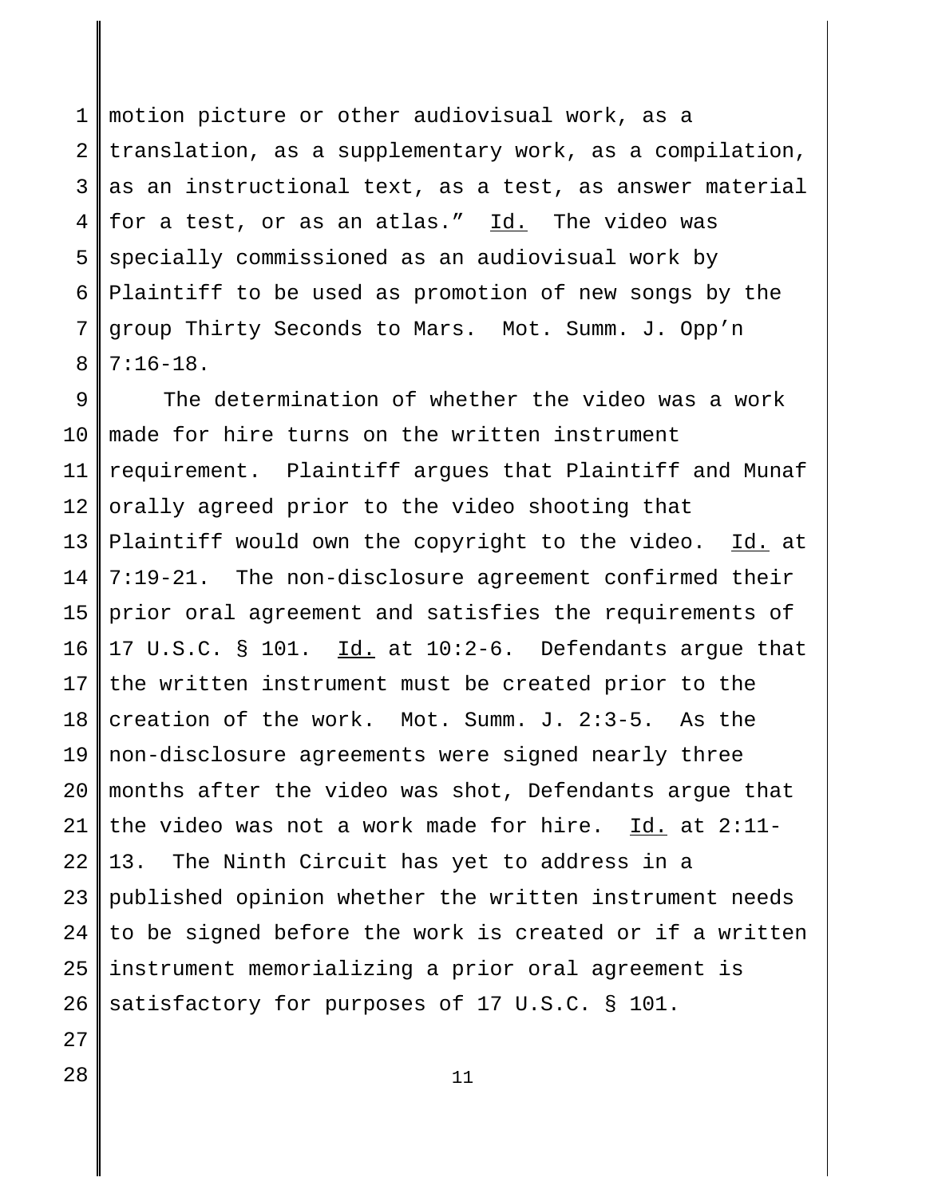motion picture or other audiovisual work, as a translation, as a supplementary work, as a compilation, as an instructional text, as a test, as answer material for a test, or as an atlas." Id. The video was specially commissioned as an audiovisual work by Plaintiff to be used as promotion of new songs by the group Thirty Seconds to Mars. Mot. Summ. J. Opp'n 7:16-18.

The determination of whether the video was a work made for hire turns on the written instrument requirement. Plaintiff argues that Plaintiff and Munaf orally agreed prior to the video shooting that Plaintiff would own the copyright to the video. Id. at 7:19-21. The non-disclosure agreement confirmed their prior oral agreement and satisfies the requirements of 17 U.S.C. § 101. Id. at 10:2-6. Defendants argue that the written instrument must be created prior to the creation of the work. Mot. Summ. J. 2:3-5. As the non-disclosure agreements were signed nearly three months after the video was shot, Defendants argue that the video was not a work made for hire. Id. at 2:11-13. The Ninth Circuit has yet to address in a published opinion whether the written instrument needs to be signed before the work is created or if a written instrument memorializing a prior oral agreement is satisfactory for purposes of 17 U.S.C. § 101.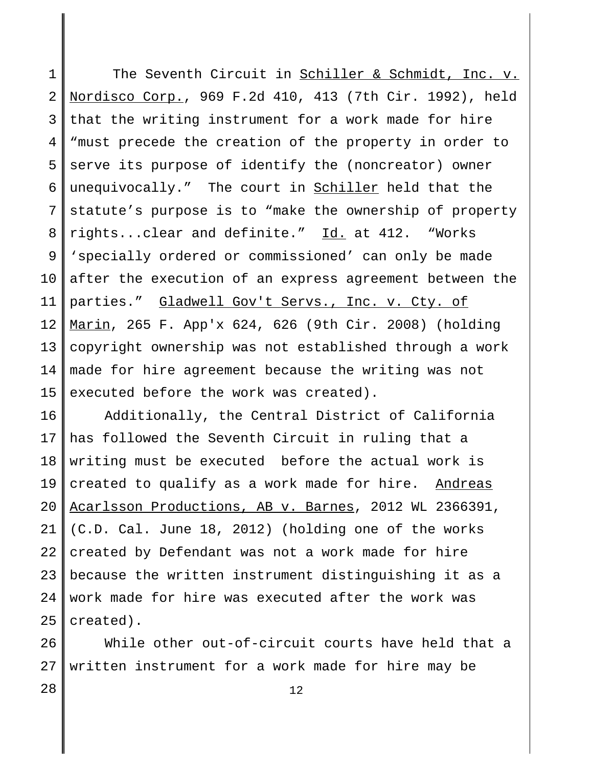The Seventh Circuit in Schiller & Schmidt, Inc. v. Nordisco Corp., 969 F.2d 410, 413 (7th Cir. 1992), held that the writing instrument for a work made for hire "must precede the creation of the property in order to serve its purpose of identify the (noncreator) owner unequivocally." The court in Schiller held that the statute's purpose is to "make the ownership of property rights...clear and definite." Id. at 412. "Works 'specially ordered or commissioned' can only be made after the execution of an express agreement between the parties." Gladwell Gov't Servs., Inc. v. Cty. of Marin, 265 F. App'x 624, 626 (9th Cir. 2008) (holding copyright ownership was not established through a work made for hire agreement because the writing was not executed before the work was created).

Additionally, the Central District of California has followed the Seventh Circuit in ruling that a writing must be executed before the actual work is created to qualify as a work made for hire. Andreas Acarlsson Productions, AB v. Barnes, 2012 WL 2366391, (C.D. Cal. June 18, 2012) (holding one of the works created by Defendant was not a work made for hire because the written instrument distinguishing it as a work made for hire was executed after the work was created).

While other out-of-circuit courts have held that a written instrument for a work made for hire may be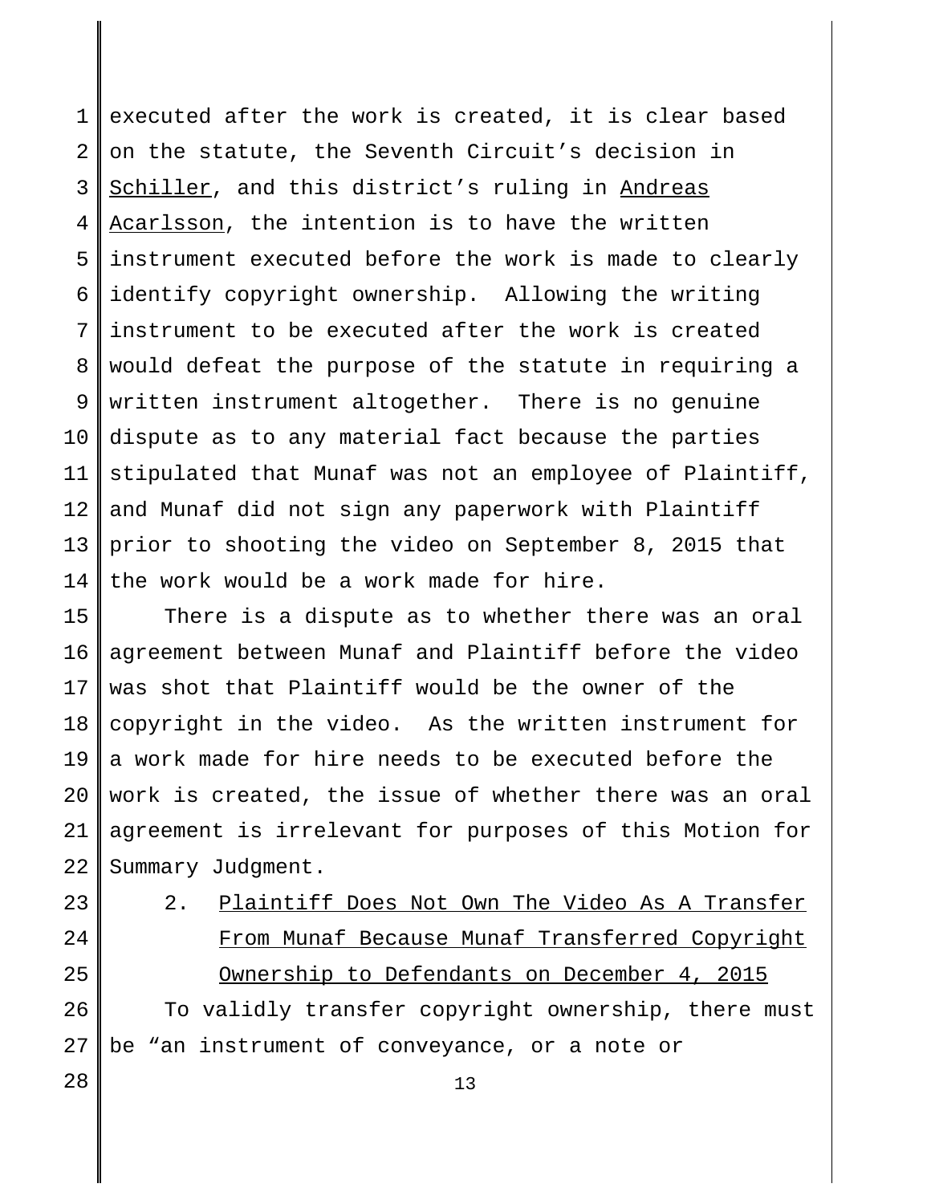executed after the work is created, it is clear based on the statute, the Seventh Circuit's decision in Schiller, and this district's ruling in Andreas Acarlsson, the intention is to have the written instrument executed before the work is made to clearly identify copyright ownership. Allowing the writing instrument to be executed after the work is created would defeat the purpose of the statute in requiring a written instrument altogether. There is no genuine dispute as to any material fact because the parties stipulated that Munaf was not an employee of Plaintiff, and Munaf did not sign any paperwork with Plaintiff prior to shooting the video on September 8, 2015 that the work would be a work made for hire.

There is a dispute as to whether there was an oral agreement between Munaf and Plaintiff before the video was shot that Plaintiff would be the owner of the copyright in the video. As the written instrument for a work made for hire needs to be executed before the work is created, the issue of whether there was an oral agreement is irrelevant for purposes of this Motion for Summary Judgment.

2. Plaintiff Does Not Own The Video As A Transfer From Munaf Because Munaf Transferred Copyright Ownership to Defendants on December 4, 2015

To validly transfer copyright ownership, there must be "an instrument of conveyance, or a note or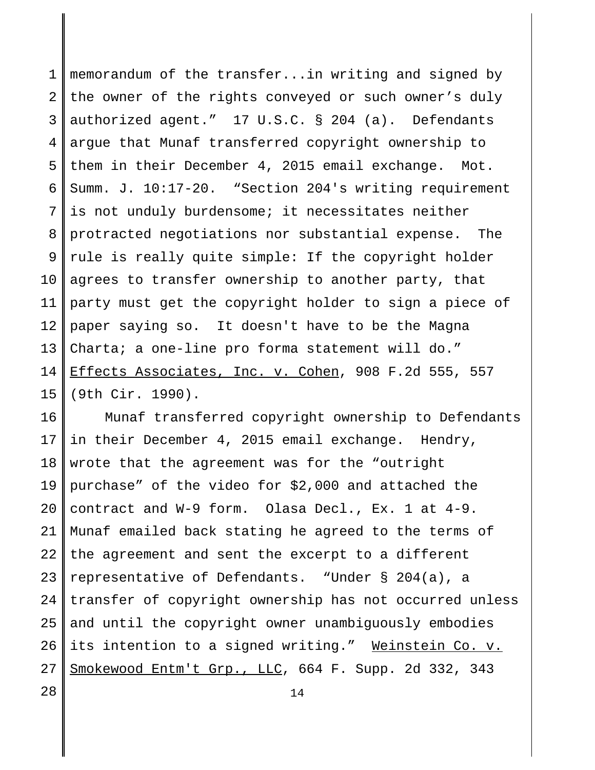memorandum of the transfer...in writing and signed by the owner of the rights conveyed or such owner's duly authorized agent." 17 U.S.C. § 204 (a). Defendants argue that Munaf transferred copyright ownership to them in their December 4, 2015 email exchange. Mot. Summ. J. 10:17-20. "Section 204's writing requirement is not unduly burdensome; it necessitates neither protracted negotiations nor substantial expense. The rule is really quite simple: If the copyright holder agrees to transfer ownership to another party, that party must get the copyright holder to sign a piece of paper saying so. It doesn't have to be the Magna Charta; a one-line pro forma statement will do." Effects Associates, Inc. v. Cohen, 908 F.2d 555, 557 (9th Cir. 1990).

Munaf transferred copyright ownership to Defendants in their December 4, 2015 email exchange. Hendry, wrote that the agreement was for the "outright purchase" of the video for $2,000 and attached the contract and W-9 form. Olasa Decl., Ex. 1 at 4-9. Munaf emailed back stating he agreed to the terms of the agreement and sent the excerpt to a different representative of Defendants. "Under § 204(a), a transfer of copyright ownership has not occurred unless and until the copyright owner unambiguously embodies its intention to a signed writing." Weinstein Co. v. Smokewood Entm't Grp., LLC, 664 F. Supp. 2d 332, 343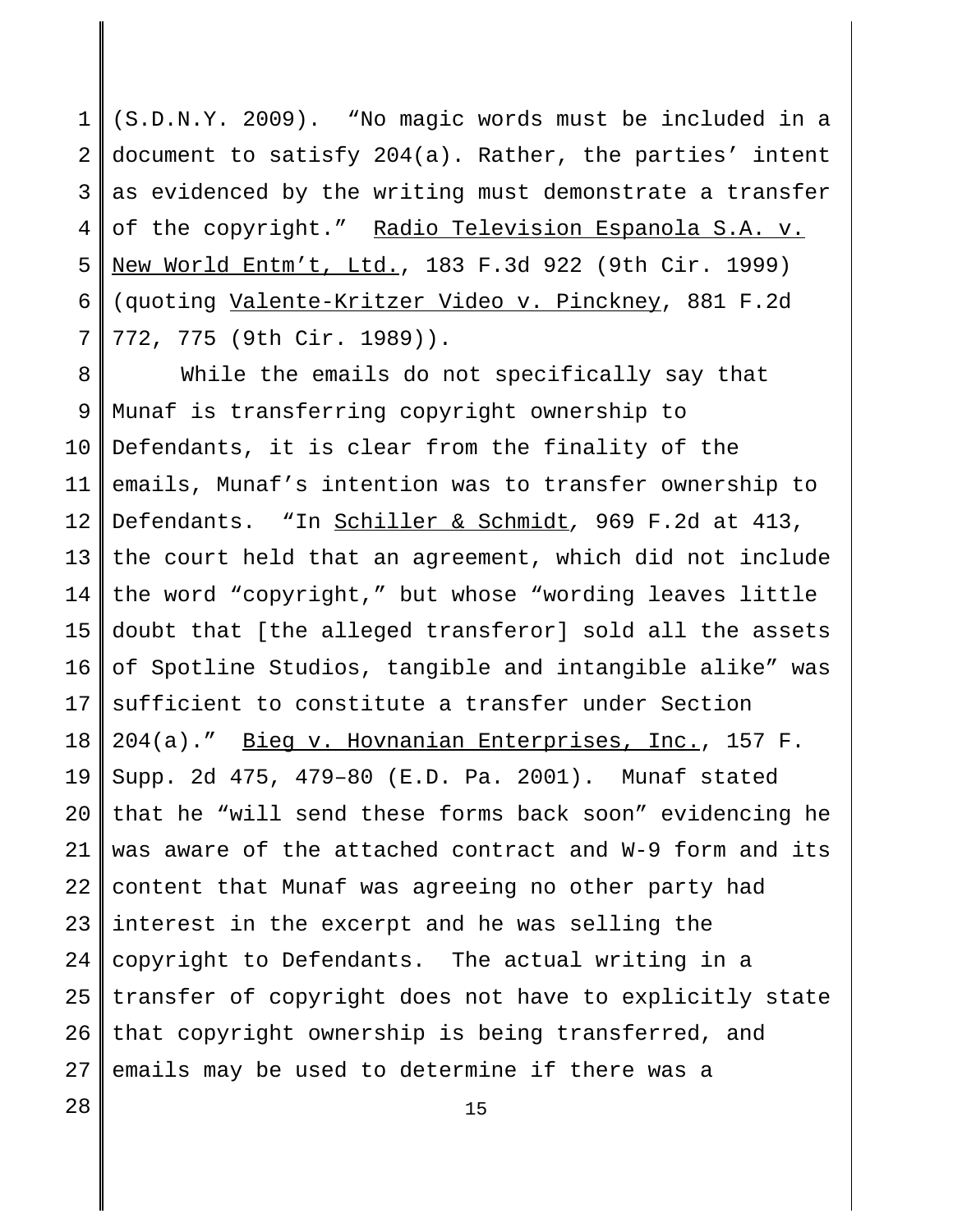(S.D.N.Y. 2009). "No magic words must be included in a document to satisfy 204(a). Rather, the parties' intent as evidenced by the writing must demonstrate a transfer of the copyright." Radio Television Espanola S.A. v. New World Entm't, Ltd., 183 F.3d 922 (9th Cir. 1999) (quoting Valente-Kritzer Video v. Pinckney, 881 F.2d 772, 775 (9th Cir. 1989)).

While the emails do not specifically say that Munaf is transferring copyright ownership to Defendants, it is clear from the finality of the emails, Munaf's intention was to transfer ownership to Defendants. "In Schiller & Schmidt, 969 F.2d at 413, the court held that an agreement, which did not include the word "copyright," but whose "wording leaves little doubt that [the alleged transferor] sold all the assets of Spotline Studios, tangible and intangible alike" was sufficient to constitute a transfer under Section 204(a)." Bieg v. Hovnanian Enterprises, Inc., 157 F. Supp. 2d 475, 479–80 (E.D. Pa. 2001). Munaf stated that he "will send these forms back soon" evidencing he was aware of the attached contract and W-9 form and its content that Munaf was agreeing no other party had interest in the excerpt and he was selling the copyright to Defendants. The actual writing in a transfer of copyright does not have to explicitly state that copyright ownership is being transferred, and emails may be used to determine if there was a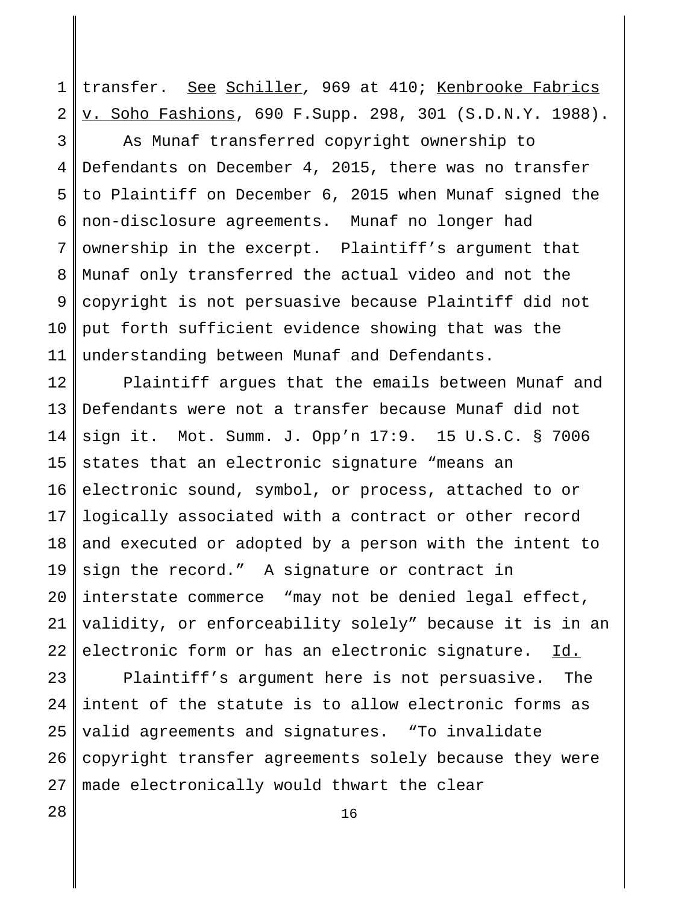transfer. See Schiller, 969 at 410; Kenbrooke Fabrics v. Soho Fashions, 690 F.Supp. 298, 301 (S.D.N.Y. 1988).

As Munaf transferred copyright ownership to Defendants on December 4, 2015, there was no transfer to Plaintiff on December 6, 2015 when Munaf signed the non-disclosure agreements. Munaf no longer had ownership in the excerpt. Plaintiff's argument that Munaf only transferred the actual video and not the copyright is not persuasive because Plaintiff did not put forth sufficient evidence showing that was the understanding between Munaf and Defendants.

Plaintiff argues that the emails between Munaf and Defendants were not a transfer because Munaf did not sign it. Mot. Summ. J. Opp'n 17:9. 15 U.S.C. § 7006 states that an electronic signature "means an electronic sound, symbol, or process, attached to or logically associated with a contract or other record and executed or adopted by a person with the intent to sign the record." A signature or contract in interstate commerce "may not be denied legal effect, validity, or enforceability solely" because it is in an electronic form or has an electronic signature. Id.

Plaintiff's argument here is not persuasive. The intent of the statute is to allow electronic forms as valid agreements and signatures. "To invalidate copyright transfer agreements solely because they were made electronically would thwart the clear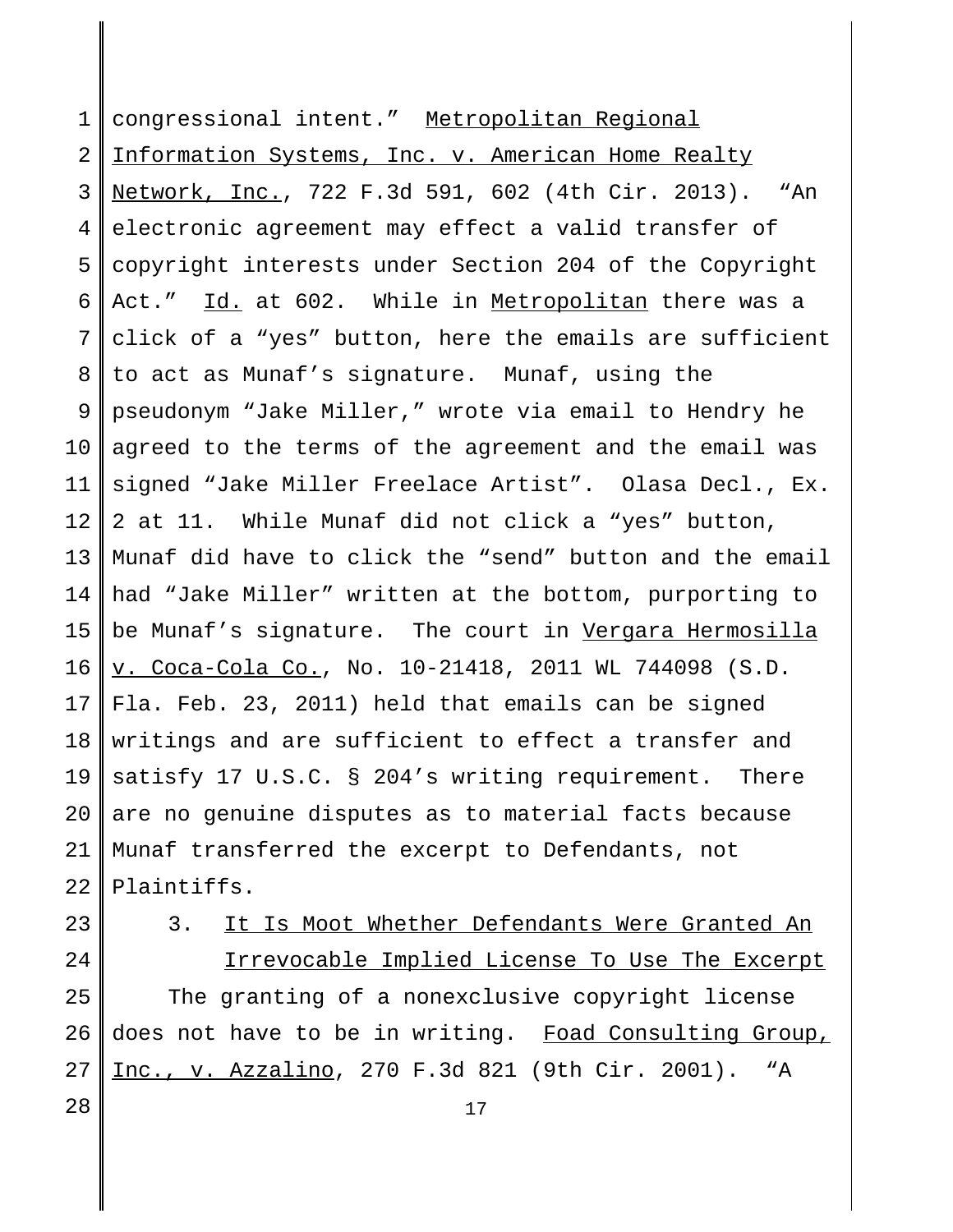congressional intent." Metropolitan Regional Information Systems, Inc. v. American Home Realty Network, Inc., 722 F.3d 591, 602 (4th Cir. 2013). "An electronic agreement may effect a valid transfer of copyright interests under Section 204 of the Copyright Act." Id. at 602. While in Metropolitan there was a click of a "yes" button, here the emails are sufficient to act as Munaf's signature. Munaf, using the pseudonym "Jake Miller," wrote via email to Hendry he agreed to the terms of the agreement and the email was signed "Jake Miller Freelace Artist". Olasa Decl., Ex. 2 at 11. While Munaf did not click a "yes" button, Munaf did have to click the "send" button and the email had "Jake Miller" written at the bottom, purporting to be Munaf's signature. The court in Vergara Hermosilla v. Coca-Cola Co., No. 10-21418, 2011 WL 744098 (S.D. Fla. Feb. 23, 2011) held that emails can be signed writings and are sufficient to effect a transfer and satisfy 17 U.S.C. § 204's writing requirement. There are no genuine disputes as to material facts because Munaf transferred the excerpt to Defendants, not Plaintiffs.

### 3. It Is Moot Whether Defendants Were Granted An Irrevocable Implied License To Use The Excerpt

The granting of a nonexclusive copyright license does not have to be in writing. Foad Consulting Group, Inc., v. Azzalino, 270 F.3d 821 (9th Cir. 2001). "A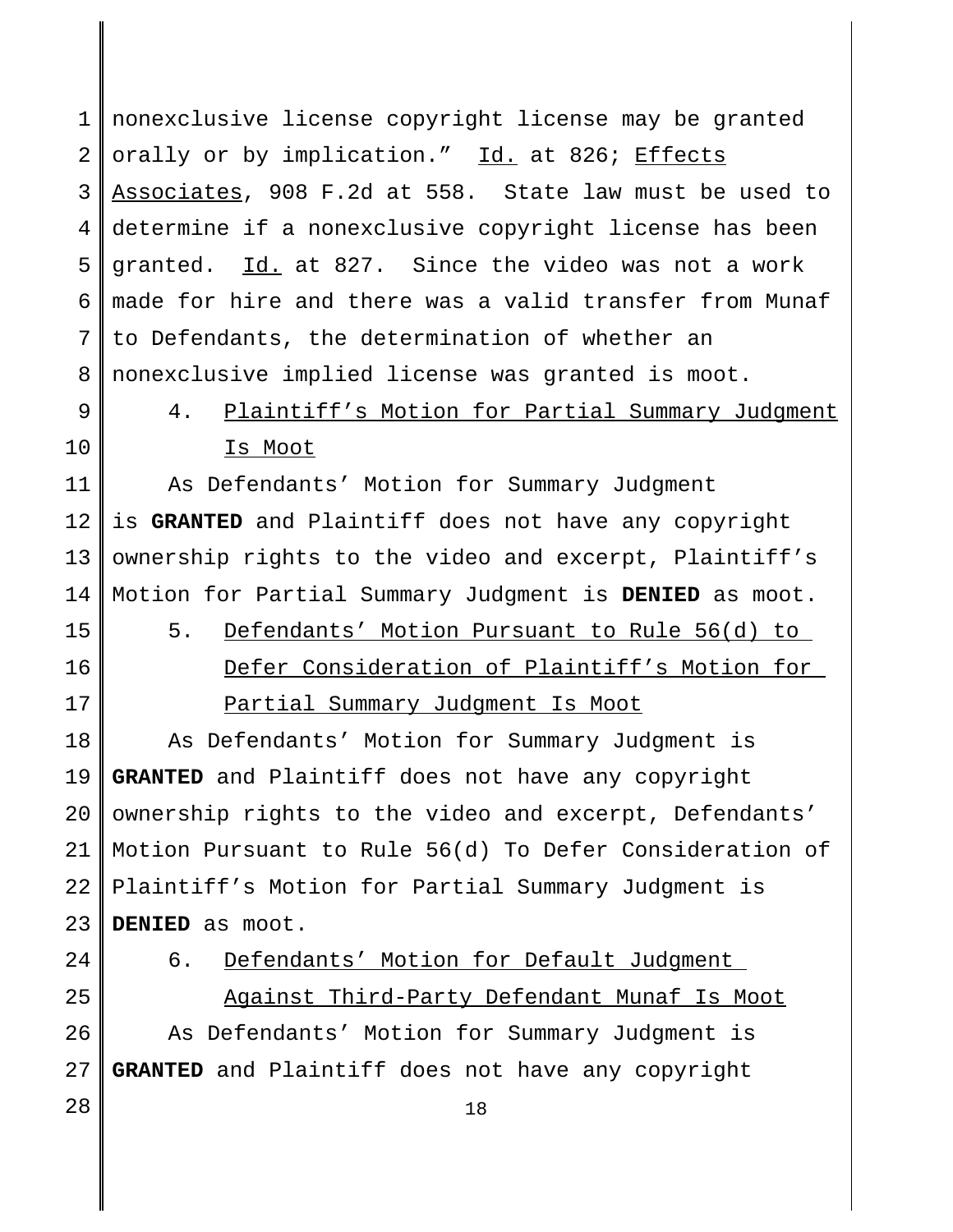nonexclusive license copyright license may be granted orally or by implication." Id. at 826; Effects Associates, 908 F.2d at 558. State law must be used to determine if a nonexclusive copyright license has been granted. Id. at 827. Since the video was not a work made for hire and there was a valid transfer from Munaf to Defendants, the determination of whether an nonexclusive implied license was granted is moot.

4. Plaintiff's Motion for Partial Summary Judgment Is Moot

As Defendants' Motion for Summary Judgment is **GRANTED** and Plaintiff does not have any copyright ownership rights to the video and excerpt, Plaintiff's Motion for Partial Summary Judgment is **DENIED** as moot.

5. Defendants' Motion Pursuant to Rule 56(d) to Defer Consideration of Plaintiff's Motion for Partial Summary Judgment Is Moot

As Defendants' Motion for Summary Judgment is **GRANTED** and Plaintiff does not have any copyright ownership rights to the video and excerpt, Defendants' Motion Pursuant to Rule 56(d) To Defer Consideration of Plaintiff's Motion for Partial Summary Judgment is **DENIED** as moot.

6. Defendants' Motion for Default Judgment Against Third-Party Defendant Munaf Is Moot

As Defendants' Motion for Summary Judgment is **GRANTED** and Plaintiff does not have any copyright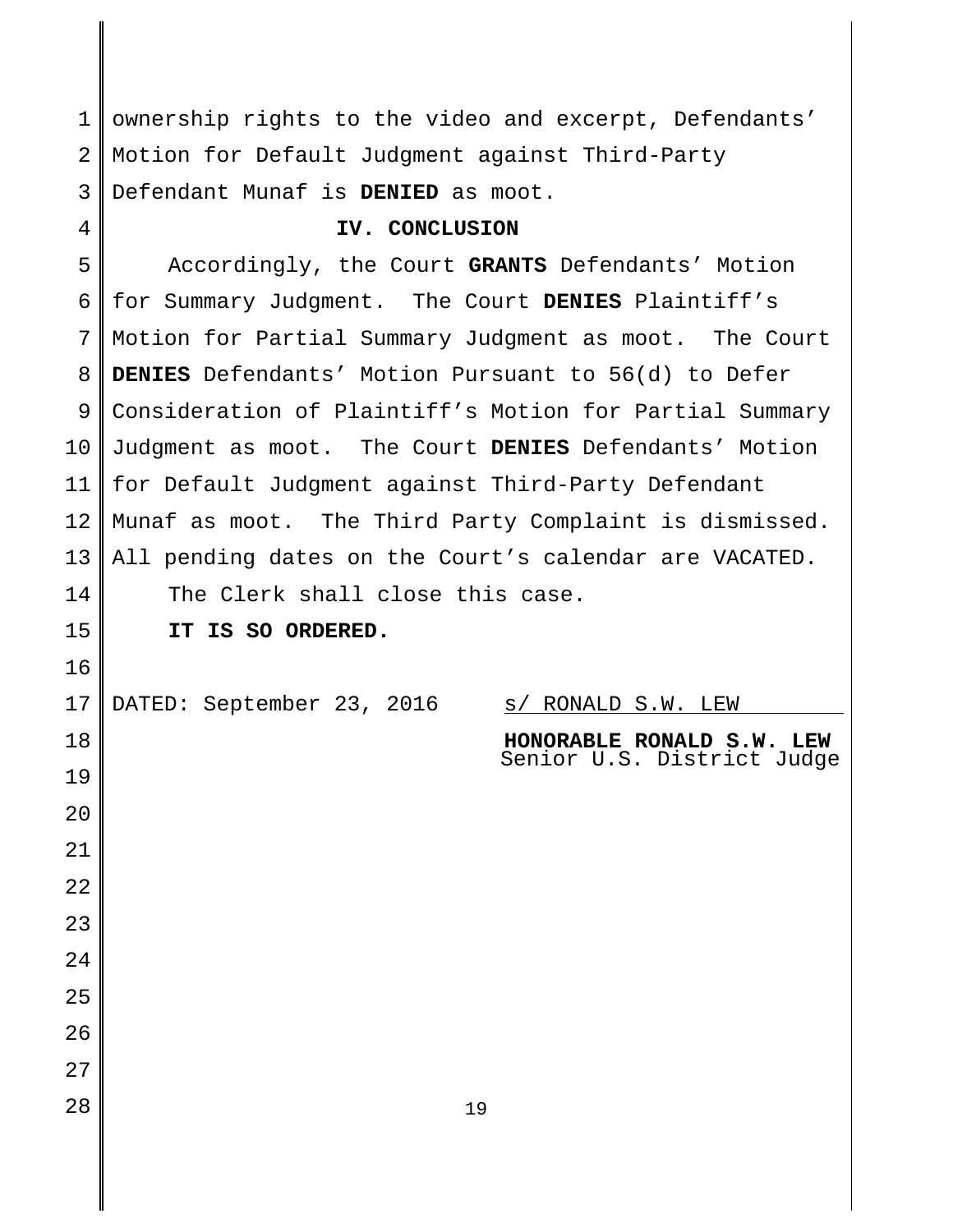ownership rights to the video and excerpt, Defendants' Motion for Default Judgment against Third-Party Defendant Munaf is **DENIED** as moot.

## IV. CONCLUSION

Accordingly, the Court **GRANTS** Defendants' Motion for Summary Judgment. The Court **DENIES** Plaintiff's Motion for Partial Summary Judgment as moot. The Court **DENIES** Defendants' Motion Pursuant to 56(d) to Defer Consideration of Plaintiff's Motion for Partial Summary Judgment as moot. The Court **DENIES** Defendants' Motion for Default Judgment against Third-Party Defendant Munaf as moot. The Third Party Complaint is dismissed. All pending dates on the Court's calendar are VACATED.

The Clerk shall close this case.

**IT IS SO ORDERED.**

DATED: September 23, 2016

s/ RONALD S.W. LEW

**HONORABLE RONALD S.W. LEW**
Senior U.S. District Judge